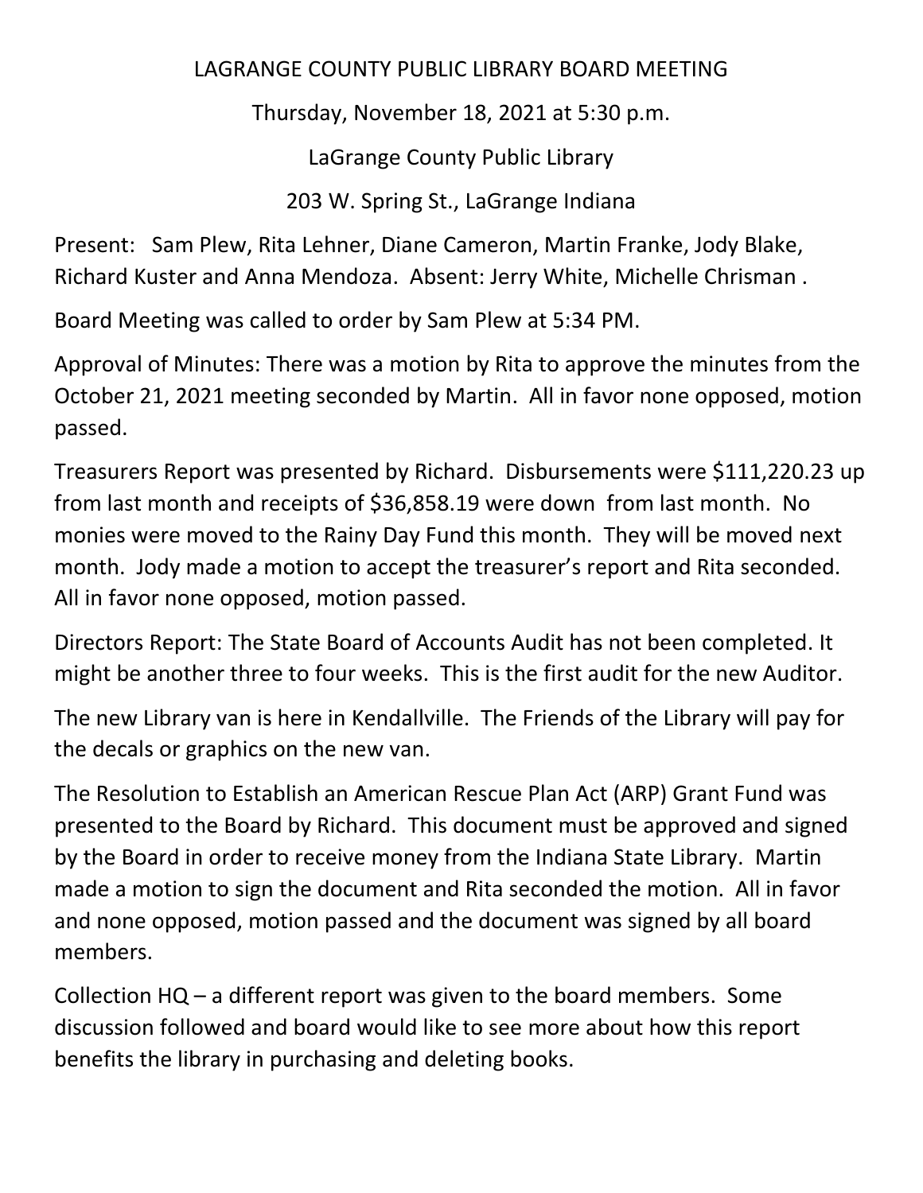# LAGRANGE COUNTY PUBLIC LIBRARY BOARD MEETING

Thursday, November 18, 2021 at 5:30 p.m.

LaGrange County Public Library

203 W. Spring St., LaGrange Indiana

Present: Sam Plew, Rita Lehner, Diane Cameron, Martin Franke, Jody Blake, Richard Kuster and Anna Mendoza. Absent: Jerry White, Michelle Chrisman .

Board Meeting was called to order by Sam Plew at 5:34 PM.

Approval of Minutes: There was a motion by Rita to approve the minutes from the October 21, 2021 meeting seconded by Martin. All in favor none opposed, motion passed.

Treasurers Report was presented by Richard. Disbursements were $111,220.23 up from last month and receipts of $36,858.19 were down from last month. No monies were moved to the Rainy Day Fund this month. They will be moved next month. Jody made a motion to accept the treasurer's report and Rita seconded. All in favor none opposed, motion passed.

Directors Report: The State Board of Accounts Audit has not been completed. It might be another three to four weeks. This is the first audit for the new Auditor.

The new Library van is here in Kendallville. The Friends of the Library will pay for the decals or graphics on the new van.

The Resolution to Establish an American Rescue Plan Act (ARP) Grant Fund was presented to the Board by Richard. This document must be approved and signed by the Board in order to receive money from the Indiana State Library. Martin made a motion to sign the document and Rita seconded the motion. All in favor and none opposed, motion passed and the document was signed by all board members.

Collection HQ – a different report was given to the board members. Some discussion followed and board would like to see more about how this report benefits the library in purchasing and deleting books.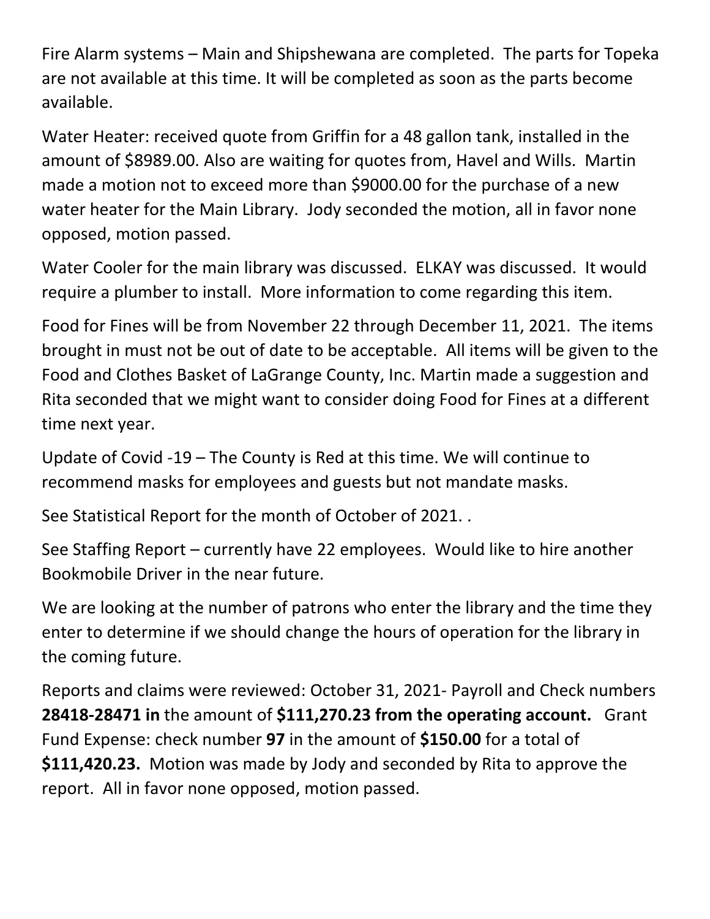Fire Alarm systems – Main and Shipshewana are completed. The parts for Topeka are not available at this time. It will be completed as soon as the parts become available.

Water Heater: received quote from Griffin for a 48 gallon tank, installed in the amount of $8989.00. Also are waiting for quotes from, Havel and Wills. Martin made a motion not to exceed more than $9000.00 for the purchase of a new water heater for the Main Library. Jody seconded the motion, all in favor none opposed, motion passed.

Water Cooler for the main library was discussed. ELKAY was discussed. It would require a plumber to install. More information to come regarding this item.

Food for Fines will be from November 22 through December 11, 2021. The items brought in must not be out of date to be acceptable. All items will be given to the Food and Clothes Basket of LaGrange County, Inc. Martin made a suggestion and Rita seconded that we might want to consider doing Food for Fines at a different time next year.

Update of Covid -19 – The County is Red at this time. We will continue to recommend masks for employees and guests but not mandate masks.

See Statistical Report for the month of October of 2021. .

See Staffing Report – currently have 22 employees. Would like to hire another Bookmobile Driver in the near future.

We are looking at the number of patrons who enter the library and the time they enter to determine if we should change the hours of operation for the library in the coming future.

Reports and claims were reviewed: October 31, 2021- Payroll and Check numbers **28418-28471 in** the amount of **$111,270.23 from the operating account.** Grant Fund Expense: check number **97** in the amount of **$150.00** for a total of **$111,420.23.** Motion was made by Jody and seconded by Rita to approve the report. All in favor none opposed, motion passed.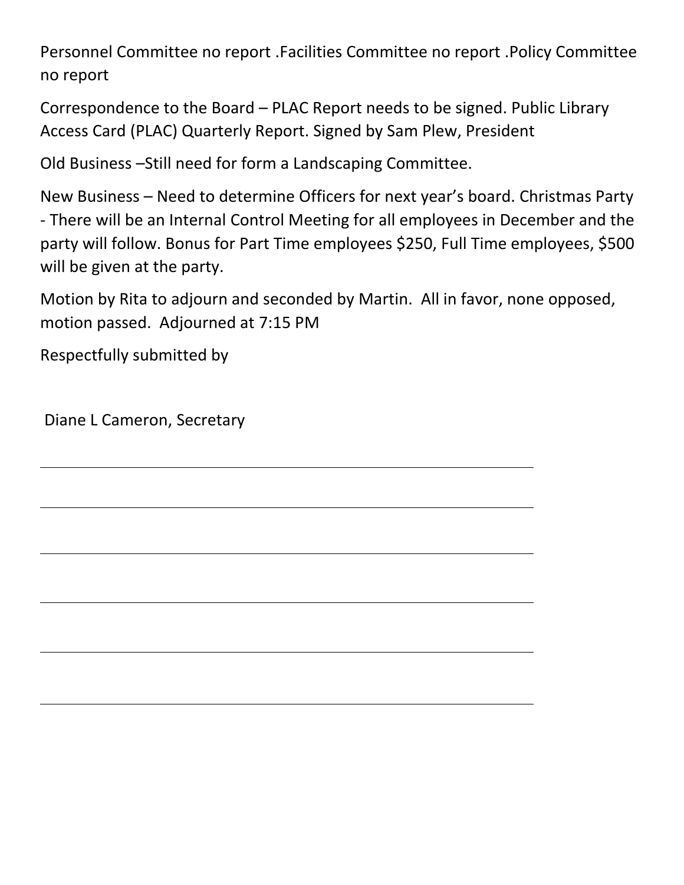Personnel Committee no report .Facilities Committee no report .Policy Committee no report

Correspondence to the Board – PLAC Report needs to be signed. Public Library Access Card (PLAC) Quarterly Report. Signed by Sam Plew, President

Old Business –Still need for form a Landscaping Committee.

New Business – Need to determine Officers for next year's board. Christmas Party - There will be an Internal Control Meeting for all employees in December and the party will follow. Bonus for Part Time employees $250, Full Time employees, $500 will be given at the party.

Motion by Rita to adjourn and seconded by Martin. All in favor, none opposed, motion passed. Adjourned at 7:15 PM

Respectfully submitted by

Diane L Cameron, Secretary

\_\_\_\_\_\_\_\_\_\_\_\_\_\_\_\_\_\_\_\_\_\_\_\_\_\_\_\_\_\_\_\_\_\_\_\_\_\_\_\_

\_\_\_\_\_\_\_\_\_\_\_\_\_\_\_\_\_\_\_\_\_\_\_\_\_\_\_\_\_\_\_\_\_\_\_\_\_\_\_\_

\_\_\_\_\_\_\_\_\_\_\_\_\_\_\_\_\_\_\_\_\_\_\_\_\_\_\_\_\_\_\_\_\_\_\_\_\_\_\_\_

\_\_\_\_\_\_\_\_\_\_\_\_\_\_\_\_\_\_\_\_\_\_\_\_\_\_\_\_\_\_\_\_\_\_\_\_\_\_\_\_

\_\_\_\_\_\_\_\_\_\_\_\_\_\_\_\_\_\_\_\_\_\_\_\_\_\_\_\_\_\_\_\_\_\_\_\_\_\_\_\_

\_\_\_\_\_\_\_\_\_\_\_\_\_\_\_\_\_\_\_\_\_\_\_\_\_\_\_\_\_\_\_\_\_\_\_\_\_\_\_\_